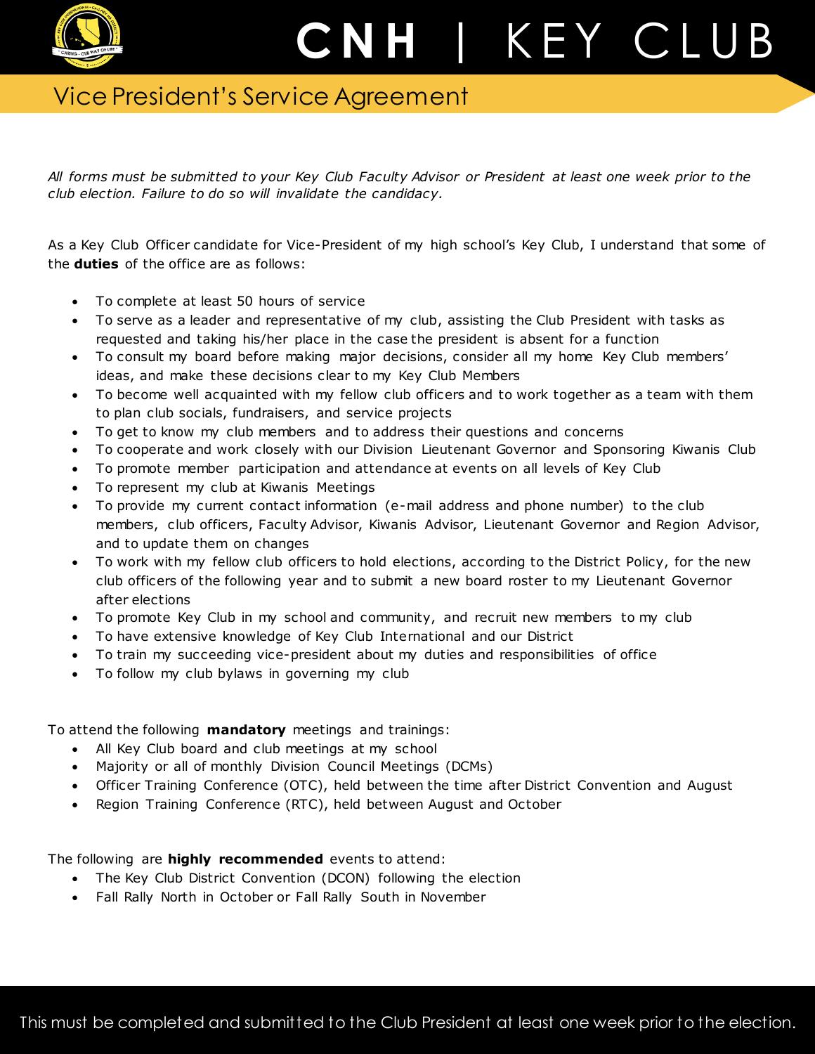# CNH | KEY CLUB

## Vice President's Service Agreement

*All forms must be submitted to your Key Club Faculty Advisor or President at least one week prior to the club election. Failure to do so will invalidate the candidacy.*

As a Key Club Officer candidate for Vice-President of my high school's Key Club, I understand that some of the **duties** of the office are as follows:

- To complete at least 50 hours of service
- To serve as a leader and representative of my club, assisting the Club President with tasks as requested and taking his/her place in the case the president is absent for a function
- To consult my board before making major decisions, consider all my home Key Club members' ideas, and make these decisions clear to my Key Club Members
- To become well acquainted with my fellow club officers and to work together as a team with them to plan club socials, fundraisers, and service projects
- To get to know my club members and to address their questions and concerns
- To cooperate and work closely with our Division Lieutenant Governor and Sponsoring Kiwanis Club
- To promote member participation and attendance at events on all levels of Key Club
- To represent my club at Kiwanis Meetings
- To provide my current contact information (e-mail address and phone number) to the club members, club officers, Faculty Advisor, Kiwanis Advisor, Lieutenant Governor and Region Advisor, and to update them on changes
- To work with my fellow club officers to hold elections, according to the District Policy, for the new club officers of the following year and to submit a new board roster to my Lieutenant Governor after elections
- To promote Key Club in my school and community, and recruit new members to my club
- To have extensive knowledge of Key Club International and our District
- To train my succeeding vice-president about my duties and responsibilities of office
- To follow my club bylaws in governing my club

To attend the following **mandatory** meetings and trainings:

- All Key Club board and club meetings at my school
- Majority or all of monthly Division Council Meetings (DCMs)
- Officer Training Conference (OTC), held between the time after District Convention and August
- Region Training Conference (RTC), held between August and October

The following are **highly recommended** events to attend:

- The Key Club District Convention (DCON) following the election
- Fall Rally North in October or Fall Rally South in November

This must be completed and submitted to the Club President at least one week prior to the election.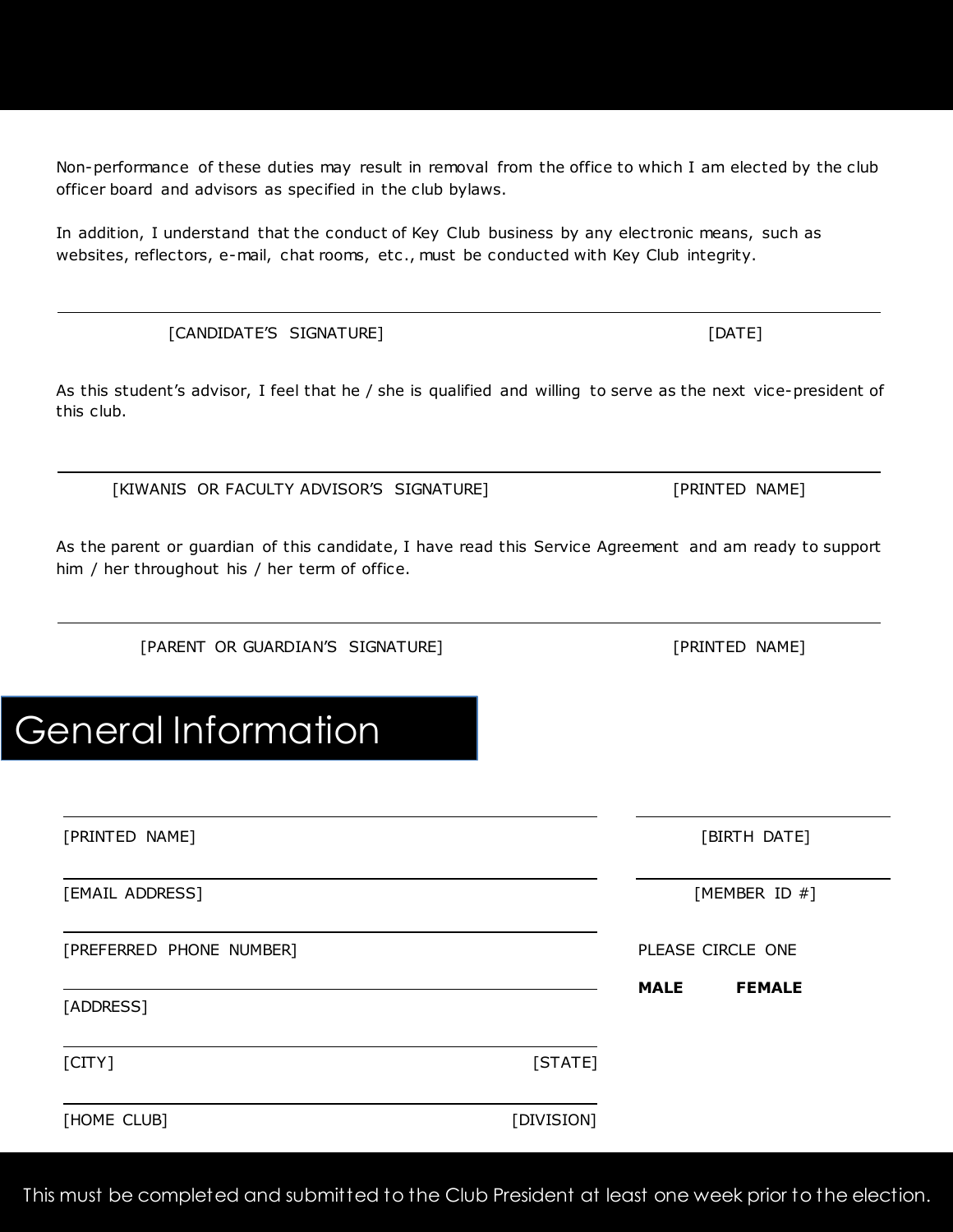Non-performance of these duties may result in removal from the office to which I am elected by the club officer board and advisors as specified in the club bylaws.

In addition, I understand that the conduct of Key Club business by any electronic means, such as websites, reflectors, e-mail, chat rooms, etc., must be conducted with Key Club integrity.

______________________________________________________________________

[CANDIDATE'S SIGNATURE] [DATE]

As this student's advisor, I feel that he / she is qualified and willing to serve as the next vice-president of this club.

______________________________________________________________________

[KIWANIS OR FACULTY ADVISOR'S SIGNATURE] [PRINTED NAME]

As the parent or guardian of this candidate, I have read this Service Agreement and am ready to support him / her throughout his / her term of office.

______________________________________________________________________

[PARENT OR GUARDIAN'S SIGNATURE] [PRINTED NAME]

# General Information

______________________________________________________________________

[PRINTED NAME]

______________________________________________________________________

[EMAIL ADDRESS]

______________________________________________________________________

[PREFERRED PHONE NUMBER]

______________________________________________________________________

[ADDRESS]

______________________________________________________________________

[CITY] [STATE]

______________________________________________________________________

[HOME CLUB] [DIVISION]

______________________________________________________________________

[BIRTH DATE]

______________________________________________________________________

[MEMBER ID #]

PLEASE CIRCLE ONE

**MALE** **FEMALE**

This must be completed and submitted to the Club President at least one week prior to the election.